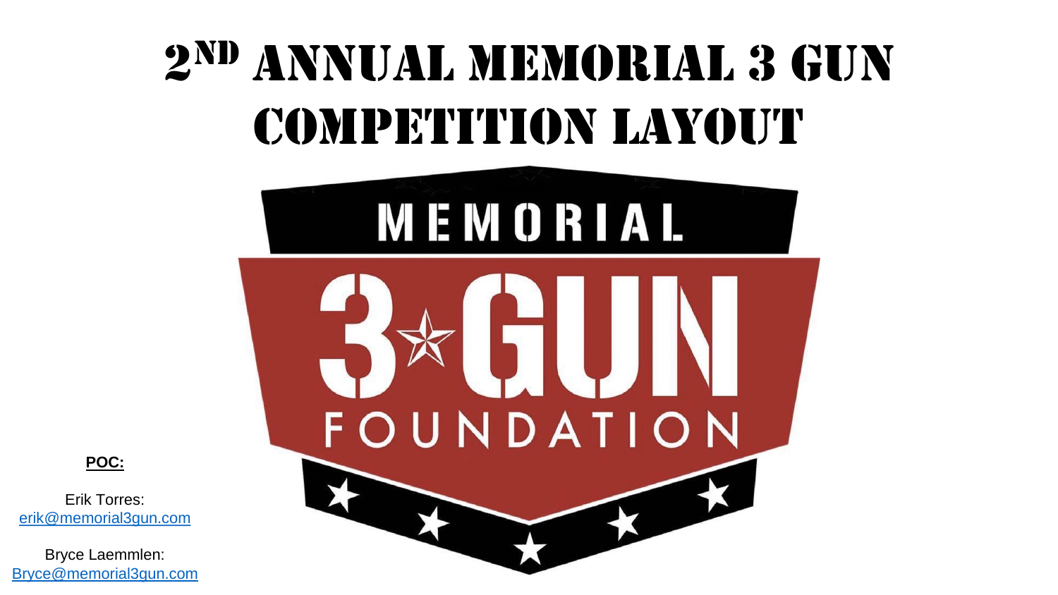# 2ND ANNUAL MEMORIAL 3 GUN COMPETITION LAYOUT

MEMORIAL

3 GUN

FOUNDATION

**POC:**

Erik Torres:
erik@memorial3gun.com

Bryce Laemmlen:
Bryce@memorial3gun.com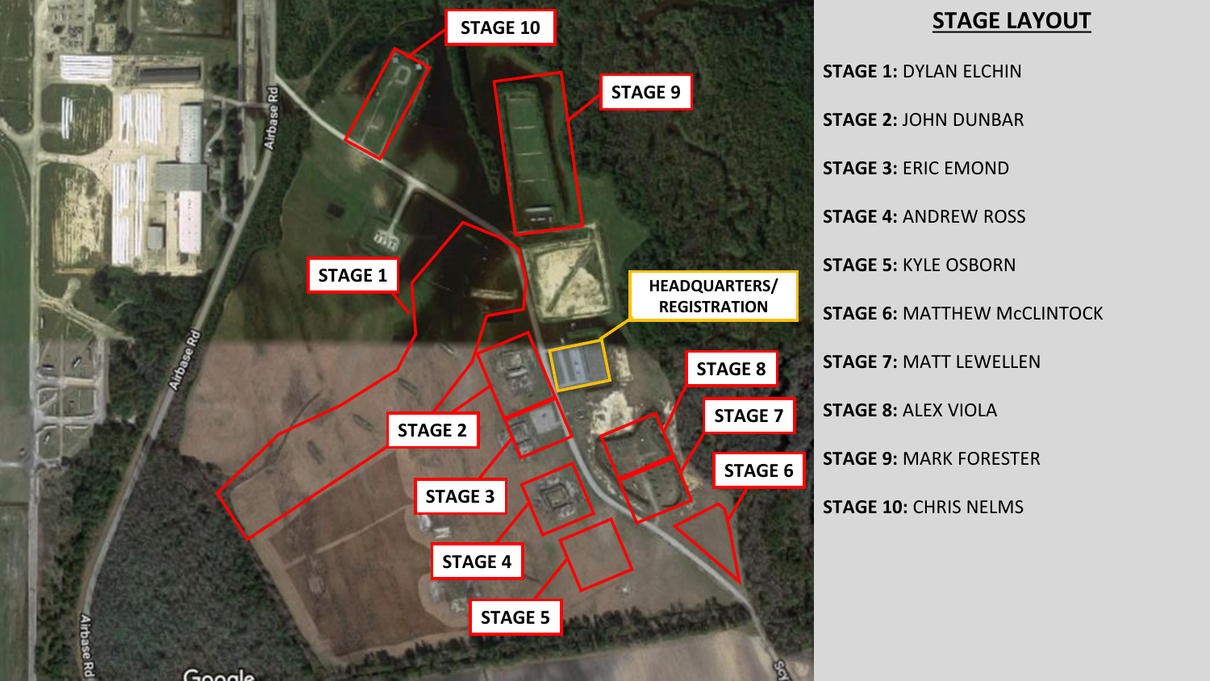# STAGE LAYOUT

**STAGE 1:** DYLAN ELCHIN

**STAGE 2:** JOHN DUNBAR

**STAGE 3:** ERIC EMOND

**STAGE 4:** ANDREW ROSS

**STAGE 5:** KYLE OSBORN

**STAGE 6:** MATTHEW McCLINTOCK

**STAGE 7:** MATT LEWELLEN

**STAGE 8:** ALEX VIOLA

**STAGE 9:** MARK FORESTER

**STAGE 10:** CHRIS NELMS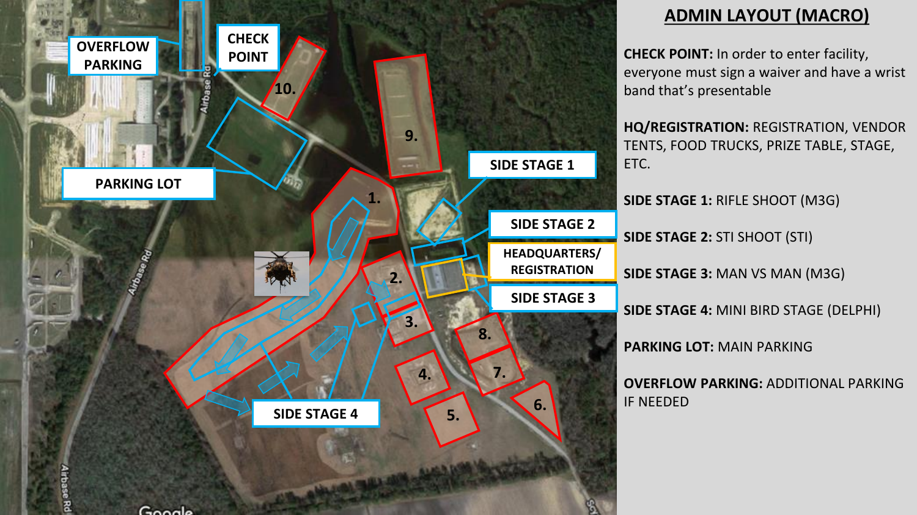## ADMIN LAYOUT (MACRO)

**CHECK POINT:** In order to enter facility, everyone must sign a waiver and have a wrist band that's presentable

**HQ/REGISTRATION:** REGISTRATION, VENDOR TENTS, FOOD TRUCKS, PRIZE TABLE, STAGE, ETC.

**SIDE STAGE 1:** RIFLE SHOOT (M3G)

**SIDE STAGE 2:** STI SHOOT (STI)

**SIDE STAGE 3:** MAN VS MAN (M3G)

**SIDE STAGE 4:** MINI BIRD STAGE (DELPHI)

**PARKING LOT:** MAIN PARKING

**OVERFLOW PARKING:** ADDITIONAL PARKING IF NEEDED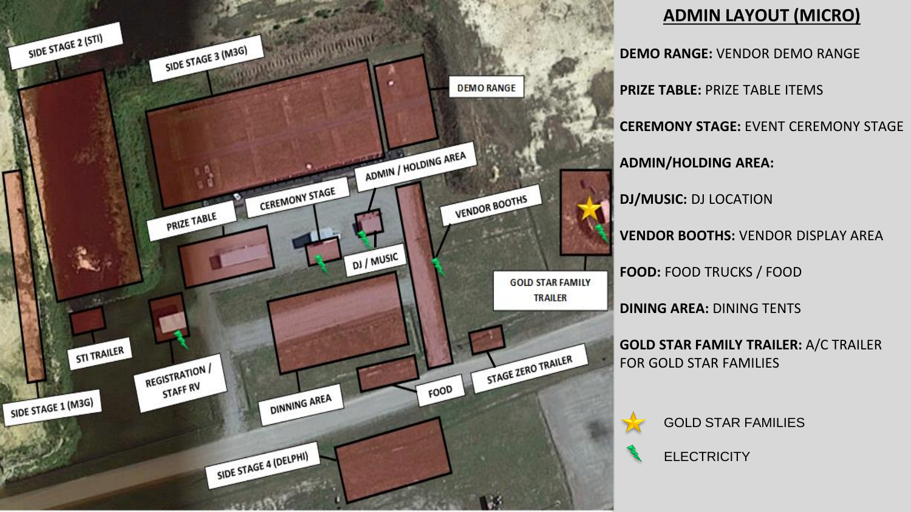SIDE STAGE 2 (STI)

SIDE STAGE 3 (M3G)

DEMO RANGE

ADMIN / HOLDING AREA

CEREMONY STAGE

PRIZE TABLE

VENDOR BOOTHS

DJ / MUSIC

GOLD STAR FAMILY TRAILER

STI TRAILER

REGISTRATION / STAFF RV

SIDE STAGE 1 (M3G)

DINNING AREA

FOOD

STAGE ZERO TRAILER

SIDE STAGE 4 (DELPHI)

## ADMIN LAYOUT (MICRO)

**DEMO RANGE:** VENDOR DEMO RANGE

**PRIZE TABLE:** PRIZE TABLE ITEMS

**CEREMONY STAGE:** EVENT CEREMONY STAGE

**ADMIN/HOLDING AREA:**

**DJ/MUSIC:** DJ LOCATION

**VENDOR BOOTHS:** VENDOR DISPLAY AREA

**FOOD:** FOOD TRUCKS / FOOD

**DINING AREA:** DINING TENTS

**GOLD STAR FAMILY TRAILER:** A/C TRAILER FOR GOLD STAR FAMILIES

GOLD STAR FAMILIES

ELECTRICITY